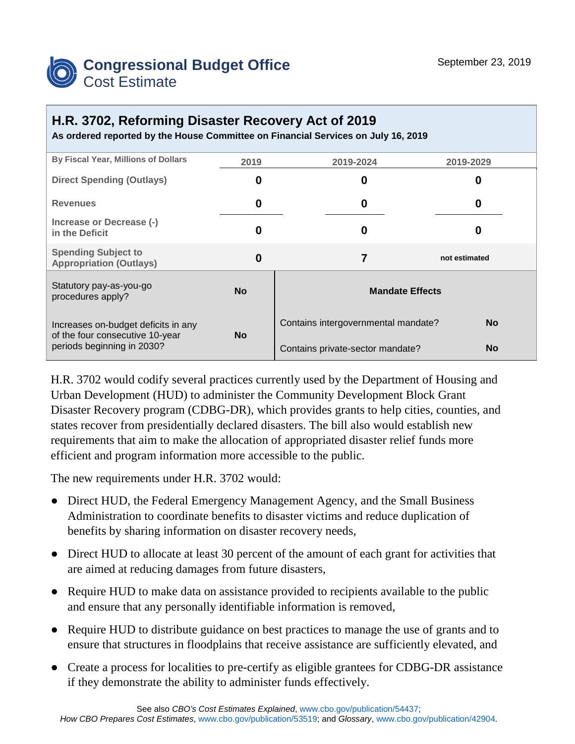**Congressional Budget Office**
Cost Estimate

September 23, 2019

# H.R. 3702, Reforming Disaster Recovery Act of 2019

**As ordered reported by the House Committee on Financial Services on July 16, 2019**

| By Fiscal Year, Millions of Dollars | 2019 | 2019-2024 | 2019-2029 |
|---|---|---|---|
| Direct Spending (Outlays) | 0 | 0 | 0 |
| Revenues | 0 | 0 | 0 |
| Increase or Decrease (-) in the Deficit | 0 | 0 | 0 |
| Spending Subject to Appropriation (Outlays) | 0 | 7 | not estimated |

| | | Mandate Effects | |
|---|---|---|---|
| Statutory pay-as-you-go procedures apply? | No | Contains intergovernmental mandate? | No |
| Increases on-budget deficits in any of the four consecutive 10-year periods beginning in 2030? | No | Contains private-sector mandate? | No |

H.R. 3702 would codify several practices currently used by the Department of Housing and Urban Development (HUD) to administer the Community Development Block Grant Disaster Recovery program (CDBG-DR), which provides grants to help cities, counties, and states recover from presidentially declared disasters. The bill also would establish new requirements that aim to make the allocation of appropriated disaster relief funds more efficient and program information more accessible to the public.

The new requirements under H.R. 3702 would:

- Direct HUD, the Federal Emergency Management Agency, and the Small Business Administration to coordinate benefits to disaster victims and reduce duplication of benefits by sharing information on disaster recovery needs,
- Direct HUD to allocate at least 30 percent of the amount of each grant for activities that are aimed at reducing damages from future disasters,
- Require HUD to make data on assistance provided to recipients available to the public and ensure that any personally identifiable information is removed,
- Require HUD to distribute guidance on best practices to manage the use of grants and to ensure that structures in floodplains that receive assistance are sufficiently elevated, and
- Create a process for localities to pre-certify as eligible grantees for CDBG-DR assistance if they demonstrate the ability to administer funds effectively.

See also *CBO's Cost Estimates Explained*, www.cbo.gov/publication/54437; *How CBO Prepares Cost Estimates*, www.cbo.gov/publication/53519; and *Glossary*, www.cbo.gov/publication/42904.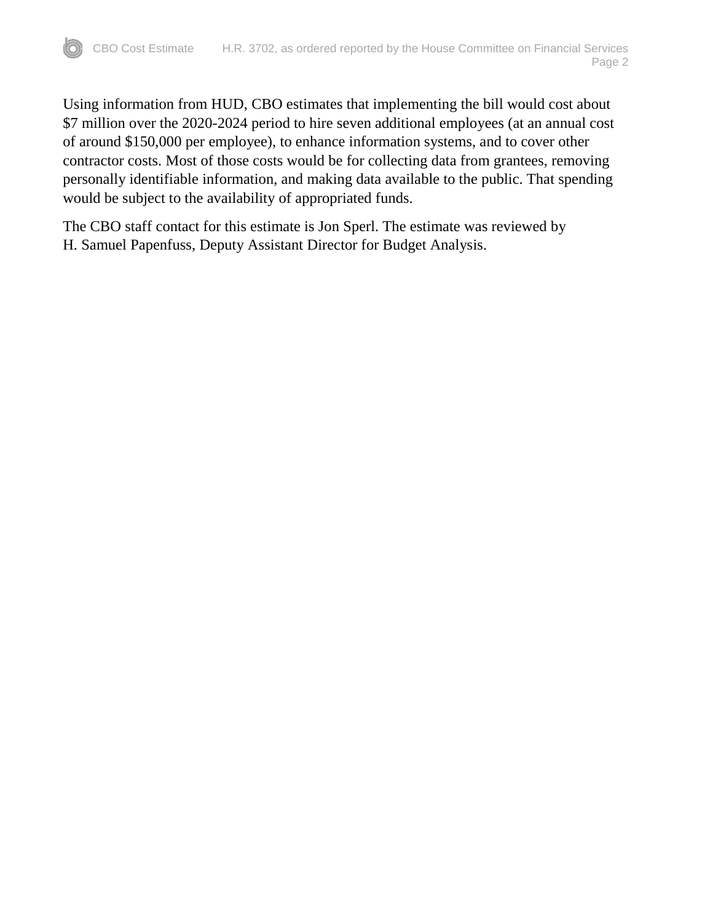Using information from HUD, CBO estimates that implementing the bill would cost about $7 million over the 2020-2024 period to hire seven additional employees (at an annual cost of around $150,000 per employee), to enhance information systems, and to cover other contractor costs. Most of those costs would be for collecting data from grantees, removing personally identifiable information, and making data available to the public. That spending would be subject to the availability of appropriated funds.

The CBO staff contact for this estimate is Jon Sperl. The estimate was reviewed by H. Samuel Papenfuss, Deputy Assistant Director for Budget Analysis.